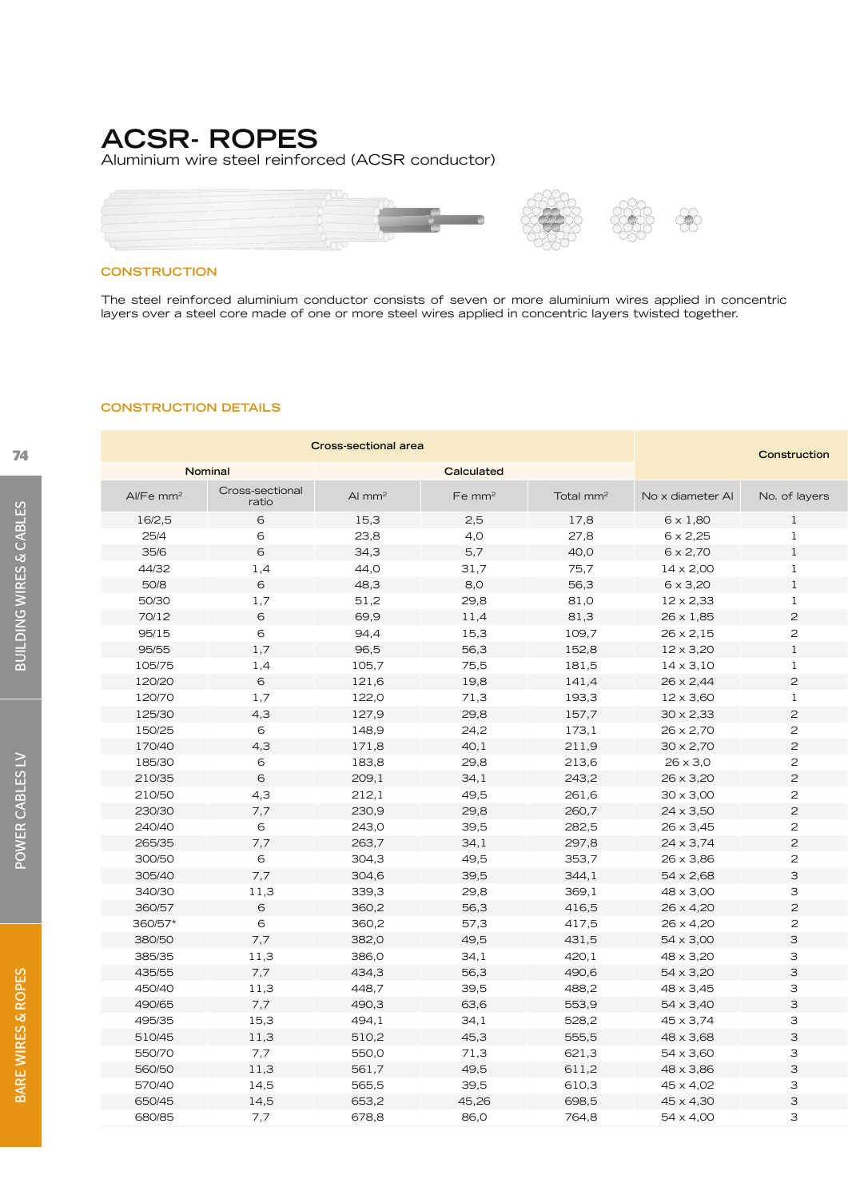# ACSR- ROPES

Aluminium wire steel reinforced (ACSR conductor)

## CONSTRUCTION

The steel reinforced aluminium conductor consists of seven or more aluminium wires applied in concentric layers over a steel core made of one or more steel wires applied in concentric layers twisted together.

## CONSTRUCTION DETAILS

| Cross-sectional area | | | | | Construction | |
|---|---|---|---|---|---|---|
| Nominal | | Calculated | | | | |
| Al/Fe mm² | Cross-sectional ratio | Al mm² | Fe mm² | Total mm² | No x diameter Al | No. of layers |
| 16/2,5 | 6 | 15,3 | 2,5 | 17,8 | 6 x 1,80 | 1 |
| 25/4 | 6 | 23,8 | 4,0 | 27,8 | 6 x 2,25 | 1 |
| 35/6 | 6 | 34,3 | 5,7 | 40,0 | 6 x 2,70 | 1 |
| 44/32 | 1,4 | 44,0 | 31,7 | 75,7 | 14 x 2,00 | 1 |
| 50/8 | 6 | 48,3 | 8,0 | 56,3 | 6 x 3,20 | 1 |
| 50/30 | 1,7 | 51,2 | 29,8 | 81,0 | 12 x 2,33 | 1 |
| 70/12 | 6 | 69,9 | 11,4 | 81,3 | 26 x 1,85 | 2 |
| 95/15 | 6 | 94,4 | 15,3 | 109,7 | 26 x 2,15 | 2 |
| 95/55 | 1,7 | 96,5 | 56,3 | 152,8 | 12 x 3,20 | 1 |
| 105/75 | 1,4 | 105,7 | 75,5 | 181,5 | 14 x 3,10 | 1 |
| 120/20 | 6 | 121,6 | 19,8 | 141,4 | 26 x 2,44 | 2 |
| 120/70 | 1,7 | 122,0 | 71,3 | 193,3 | 12 x 3,60 | 1 |
| 125/30 | 4,3 | 127,9 | 29,8 | 157,7 | 30 x 2,33 | 2 |
| 150/25 | 6 | 148,9 | 24,2 | 173,1 | 26 x 2,70 | 2 |
| 170/40 | 4,3 | 171,8 | 40,1 | 211,9 | 30 x 2,70 | 2 |
| 185/30 | 6 | 183,8 | 29,8 | 213,6 | 26 x 3,0 | 2 |
| 210/35 | 6 | 209,1 | 34,1 | 243,2 | 26 x 3,20 | 2 |
| 210/50 | 4,3 | 212,1 | 49,5 | 261,6 | 30 x 3,00 | 2 |
| 230/30 | 7,7 | 230,9 | 29,8 | 260,7 | 24 x 3,50 | 2 |
| 240/40 | 6 | 243,0 | 39,5 | 282,5 | 26 x 3,45 | 2 |
| 265/35 | 7,7 | 263,7 | 34,1 | 297,8 | 24 x 3,74 | 2 |
| 300/50 | 6 | 304,3 | 49,5 | 353,7 | 26 x 3,86 | 2 |
| 305/40 | 7,7 | 304,6 | 39,5 | 344,1 | 54 x 2,68 | 3 |
| 340/30 | 11,3 | 339,3 | 29,8 | 369,1 | 48 x 3,00 | 3 |
| 360/57 | 6 | 360,2 | 56,3 | 416,5 | 26 x 4,20 | 2 |
| 360/57* | 6 | 360,2 | 57,3 | 417,5 | 26 x 4,20 | 2 |
| 380/50 | 7,7 | 382,0 | 49,5 | 431,5 | 54 x 3,00 | 3 |
| 385/35 | 11,3 | 386,0 | 34,1 | 420,1 | 48 x 3,20 | 3 |
| 435/55 | 7,7 | 434,3 | 56,3 | 490,6 | 54 x 3,20 | 3 |
| 450/40 | 11,3 | 448,7 | 39,5 | 488,2 | 48 x 3,45 | 3 |
| 490/65 | 7,7 | 490,3 | 63,6 | 553,9 | 54 x 3,40 | 3 |
| 495/35 | 15,3 | 494,1 | 34,1 | 528,2 | 45 x 3,74 | 3 |
| 510/45 | 11,3 | 510,2 | 45,3 | 555,5 | 48 x 3,68 | 3 |
| 550/70 | 7,7 | 550,0 | 71,3 | 621,3 | 54 x 3,60 | 3 |
| 560/50 | 11,3 | 561,7 | 49,5 | 611,2 | 48 x 3,86 | 3 |
| 570/40 | 14,5 | 565,5 | 39,5 | 610,3 | 45 x 4,02 | 3 |
| 650/45 | 14,5 | 653,2 | 45,26 | 698,5 | 45 x 4,30 | 3 |
| 680/85 | 7,7 | 678,8 | 86,0 | 764,8 | 54 x 4,00 | 3 |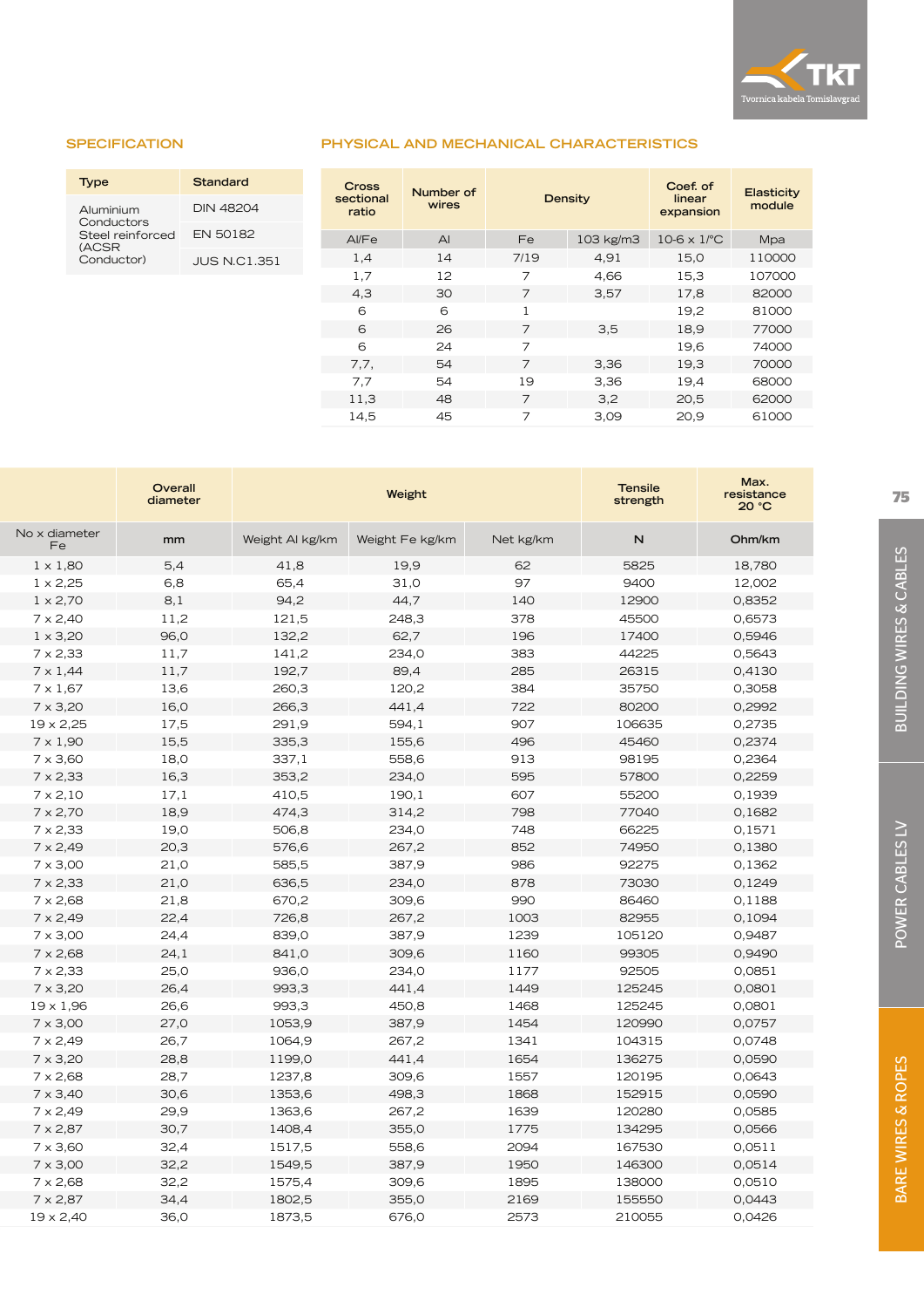## SPECIFICATION

| Type | Standard |
|---|---|
| Aluminium Conductors Steel reinforced (ACSR Conductor) | DIN 48204 |
| | EN 50182 |
| | JUS N.C1.351 |

## PHYSICAL AND MECHANICAL CHARACTERISTICS

| Cross sectional ratio | Number of wires | | Density | Coef. of linear expansion | Elasticity module |
|---|---|---|---|---|---|
| Al/Fe | Al | Fe | 103 kg/m3 | 10-6 x 1/°C | Mpa |
| 1,4 | 14 | 7/19 | 4,91 | 15,0 | 110000 |
| 1,7 | 12 | 7 | 4,66 | 15,3 | 107000 |
| 4,3 | 30 | 7 | 3,57 | 17,8 | 82000 |
| 6 | 6 | 1 | | 19,2 | 81000 |
| 6 | 26 | 7 | 3,5 | 18,9 | 77000 |
| 6 | 24 | 7 | | 19,6 | 74000 |
| 7,7, | 54 | 7 | 3,36 | 19,3 | 70000 |
| 7,7 | 54 | 19 | 3,36 | 19,4 | 68000 |
| 11,3 | 48 | 7 | 3,2 | 20,5 | 62000 |
| 14,5 | 45 | 7 | 3,09 | 20,9 | 61000 |

| | Overall diameter | Weight | | | Tensile strength | Max. resistance 20 °C |
|---|---|---|---|---|---|---|
| No x diameter Fe | mm | Weight Al kg/km | Weight Fe kg/km | Net kg/km | N | Ohm/km |
| 1 x 1,80 | 5,4 | 41,8 | 19,9 | 62 | 5825 | 18,780 |
| 1 x 2,25 | 6,8 | 65,4 | 31,0 | 97 | 9400 | 12,002 |
| 1 x 2,70 | 8,1 | 94,2 | 44,7 | 140 | 12900 | 0,8352 |
| 7 x 2,40 | 11,2 | 121,5 | 248,3 | 378 | 45500 | 0,6573 |
| 1 x 3,20 | 96,0 | 132,2 | 62,7 | 196 | 17400 | 0,5946 |
| 7 x 2,33 | 11,7 | 141,2 | 234,0 | 383 | 44225 | 0,5643 |
| 7 x 1,44 | 11,7 | 192,7 | 89,4 | 285 | 26315 | 0,4130 |
| 7 x 1,67 | 13,6 | 260,3 | 120,2 | 384 | 35750 | 0,3058 |
| 7 x 3,20 | 16,0 | 266,3 | 441,4 | 722 | 80200 | 0,2992 |
| 19 x 2,25 | 17,5 | 291,9 | 594,1 | 907 | 106635 | 0,2735 |
| 7 x 1,90 | 15,5 | 335,3 | 155,6 | 496 | 45460 | 0,2374 |
| 7 x 3,60 | 18,0 | 337,1 | 558,6 | 913 | 98195 | 0,2364 |
| 7 x 2,33 | 16,3 | 353,2 | 234,0 | 595 | 57800 | 0,2259 |
| 7 x 2,10 | 17,1 | 410,5 | 190,1 | 607 | 55200 | 0,1939 |
| 7 x 2,70 | 18,9 | 474,3 | 314,2 | 798 | 77040 | 0,1682 |
| 7 x 2,33 | 19,0 | 506,8 | 234,0 | 748 | 66225 | 0,1571 |
| 7 x 2,49 | 20,3 | 576,6 | 267,2 | 852 | 74950 | 0,1380 |
| 7 x 3,00 | 21,0 | 585,5 | 387,9 | 986 | 92275 | 0,1362 |
| 7 x 2,33 | 21,0 | 636,5 | 234,0 | 878 | 73030 | 0,1249 |
| 7 x 2,68 | 21,8 | 670,2 | 309,6 | 990 | 86460 | 0,1188 |
| 7 x 2,49 | 22,4 | 726,8 | 267,2 | 1003 | 82955 | 0,1094 |
| 7 x 3,00 | 24,4 | 839,0 | 387,9 | 1239 | 105120 | 0,9487 |
| 7 x 2,68 | 24,1 | 841,0 | 309,6 | 1160 | 99305 | 0,9490 |
| 7 x 2,33 | 25,0 | 936,0 | 234,0 | 1177 | 92505 | 0,0851 |
| 7 x 3,20 | 26,4 | 993,3 | 441,4 | 1449 | 125245 | 0,0801 |
| 19 x 1,96 | 26,6 | 993,3 | 450,8 | 1468 | 125245 | 0,0801 |
| 7 x 3,00 | 27,0 | 1053,9 | 387,9 | 1454 | 120990 | 0,0757 |
| 7 x 2,49 | 26,7 | 1064,9 | 267,2 | 1341 | 104315 | 0,0748 |
| 7 x 3,20 | 28,8 | 1199,0 | 441,4 | 1654 | 136275 | 0,0590 |
| 7 x 2,68 | 28,7 | 1237,8 | 309,6 | 1557 | 120195 | 0,0643 |
| 7 x 3,40 | 30,6 | 1353,6 | 498,3 | 1868 | 152915 | 0,0590 |
| 7 x 2,49 | 29,9 | 1363,6 | 267,2 | 1639 | 120280 | 0,0585 |
| 7 x 2,87 | 30,7 | 1408,4 | 355,0 | 1775 | 134295 | 0,0566 |
| 7 x 3,60 | 32,4 | 1517,5 | 558,6 | 2094 | 167530 | 0,0511 |
| 7 x 3,00 | 32,2 | 1549,5 | 387,9 | 1950 | 146300 | 0,0514 |
| 7 x 2,68 | 32,2 | 1575,4 | 309,6 | 1895 | 138000 | 0,0510 |
| 7 x 2,87 | 34,4 | 1802,5 | 355,0 | 2169 | 155550 | 0,0443 |
| 19 x 2,40 | 36,0 | 1873,5 | 676,0 | 2573 | 210055 | 0,0426 |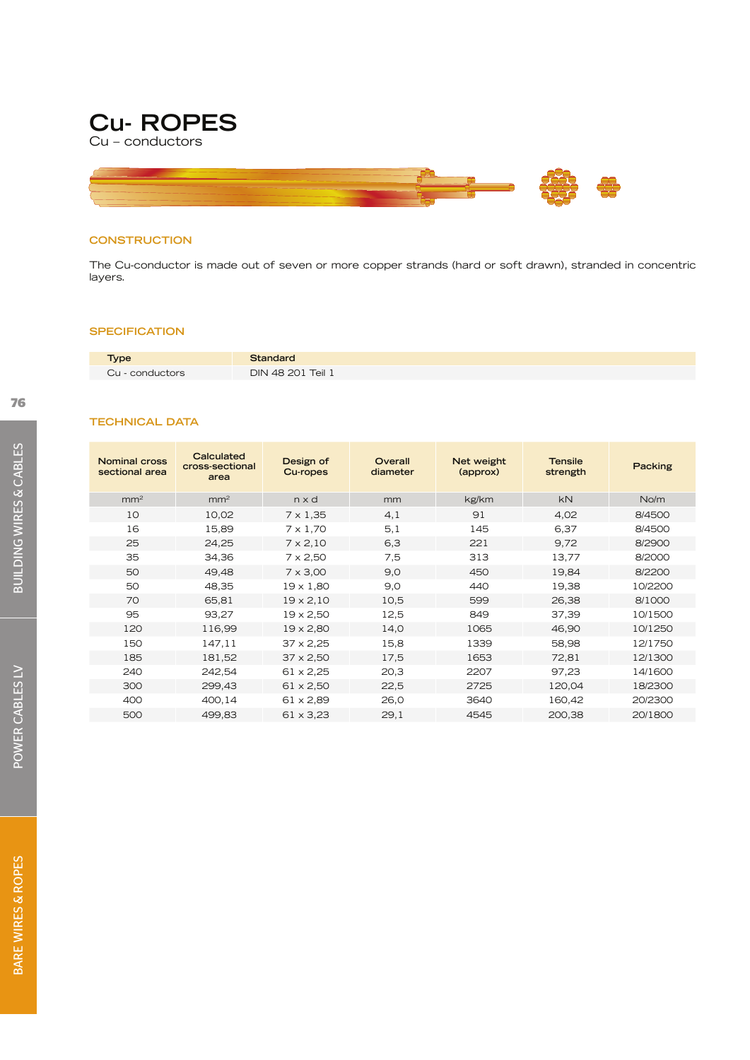# Cu- ROPES

Cu – conductors

## CONSTRUCTION

The Cu-conductor is made out of seven or more copper strands (hard or soft drawn), stranded in concentric layers.

## SPECIFICATION

| Type | Standard |
|---|---|
| Cu - conductors | DIN 48 201 Teil 1 |

## TECHNICAL DATA

| Nominal cross sectional area | Calculated cross-sectional area | Design of Cu-ropes | Overall diameter | Net weight (approx) | Tensile strength | Packing |
|---|---|---|---|---|---|---|
| mm² | mm² | n x d | mm | kg/km | kN | No/m |
| 10 | 10,02 | 7 x 1,35 | 4,1 | 91 | 4,02 | 8/4500 |
| 16 | 15,89 | 7 x 1,70 | 5,1 | 145 | 6,37 | 8/4500 |
| 25 | 24,25 | 7 x 2,10 | 6,3 | 221 | 9,72 | 8/2900 |
| 35 | 34,36 | 7 x 2,50 | 7,5 | 313 | 13,77 | 8/2000 |
| 50 | 49,48 | 7 x 3,00 | 9,0 | 450 | 19,84 | 8/2200 |
| 50 | 48,35 | 19 x 1,80 | 9,0 | 440 | 19,38 | 10/2200 |
| 70 | 65,81 | 19 x 2,10 | 10,5 | 599 | 26,38 | 8/1000 |
| 95 | 93,27 | 19 x 2,50 | 12,5 | 849 | 37,39 | 10/1500 |
| 120 | 116,99 | 19 x 2,80 | 14,0 | 1065 | 46,90 | 10/1250 |
| 150 | 147,11 | 37 x 2,25 | 15,8 | 1339 | 58,98 | 12/1750 |
| 185 | 181,52 | 37 x 2,50 | 17,5 | 1653 | 72,81 | 12/1300 |
| 240 | 242,54 | 61 x 2,25 | 20,3 | 2207 | 97,23 | 14/1600 |
| 300 | 299,43 | 61 x 2,50 | 22,5 | 2725 | 120,04 | 18/2300 |
| 400 | 400,14 | 61 x 2,89 | 26,0 | 3640 | 160,42 | 20/2300 |
| 500 | 499,83 | 61 x 3,23 | 29,1 | 4545 | 200,38 | 20/1800 |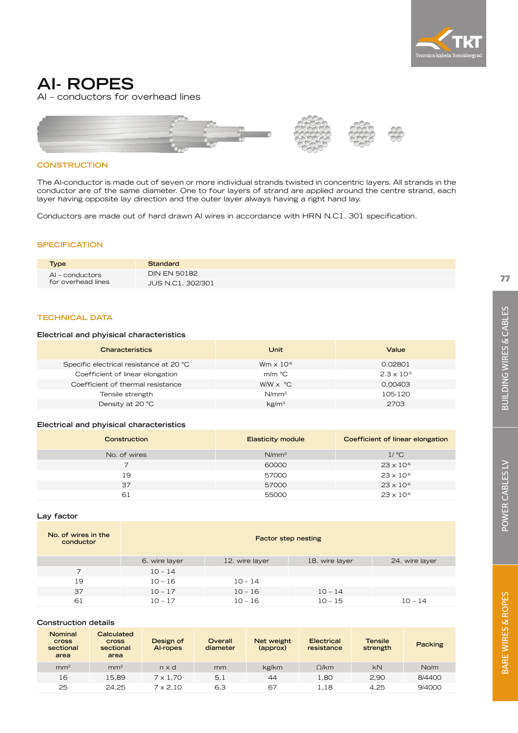# Al- ROPES

Al – conductors for overhead lines

## CONSTRUCTION

The Al-conductor is made out of seven or more individual strands twisted in concentric layers. All strands in the conductor are of the same diameter. One to four layers of strand are applied around the centre strand, each layer having opposite lay direction and the outer layer always having a right hand lay.

Conductors are made out of hard drawn Al wires in accordance with HRN N.C1. 301 specification.

## SPECIFICATION

| Type | Standard |
|---|---|
| Al – conductors for overhead lines | DIN EN 50182 |
| | JUS N.C1. 302/301 |

## TECHNICAL DATA

### Electrical and phyisical characteristics

| Characteristics | Unit | Value |
|---|---|---|
| Specific electrical resistance at 20 °C | Wm x $10^{-6}$ | 0.02801 |
| Coefficient of linear elongation | m/m °C | 2.3 x $10^{-5}$ |
| Coefficient of thermal resistance | W/W x °C | 0.00403 |
| Tensile strength | N/mm² | 105-120 |
| Density at 20 °C | kg/m³ | 2703 |

### Electrical and phyisical characteristics

| Construction | Elasticity module | Coefficient of linear elongation |
|---|---|---|
| No. of wires | N/mm² | 1/ °C |
| 7 | 60000 | 23 x $10^{-6}$ |
| 19 | 57000 | 23 x $10^{-6}$ |
| 37 | 57000 | 23 x $10^{-6}$ |
| 61 | 55000 | 23 x $10^{-6}$ |

### Lay factor

| No. of wires in the conductor | Factor step nesting | | | |
|---|---|---|---|---|
| | 6. wire layer | 12. wire layer | 18. wire layer | 24. wire layer |
| 7 | 10 – 14 | | | |
| 19 | 10 – 16 | 10 – 14 | | |
| 37 | 10 – 17 | 10 – 16 | 10 – 14 | |
| 61 | 10 – 17 | 10 – 16 | 10 – 15 | 10 – 14 |

### Construction details

| Nominal cross sectional area | Calculated cross sectional area | Design of Al-ropes | Overall diameter | Net weight (approx) | Electrical resistance | Tensile strength | Packing |
|---|---|---|---|---|---|---|---|
| mm² | mm² | n x d | mm | kg/km | Ω/km | kN | No/m |
| 16 | 15,89 | 7 x 1,70 | 5,1 | 44 | 1,80 | 2,90 | 8/4400 |
| 25 | 24,25 | 7 x 2,10 | 6,3 | 67 | 1,18 | 4,25 | 9/4000 |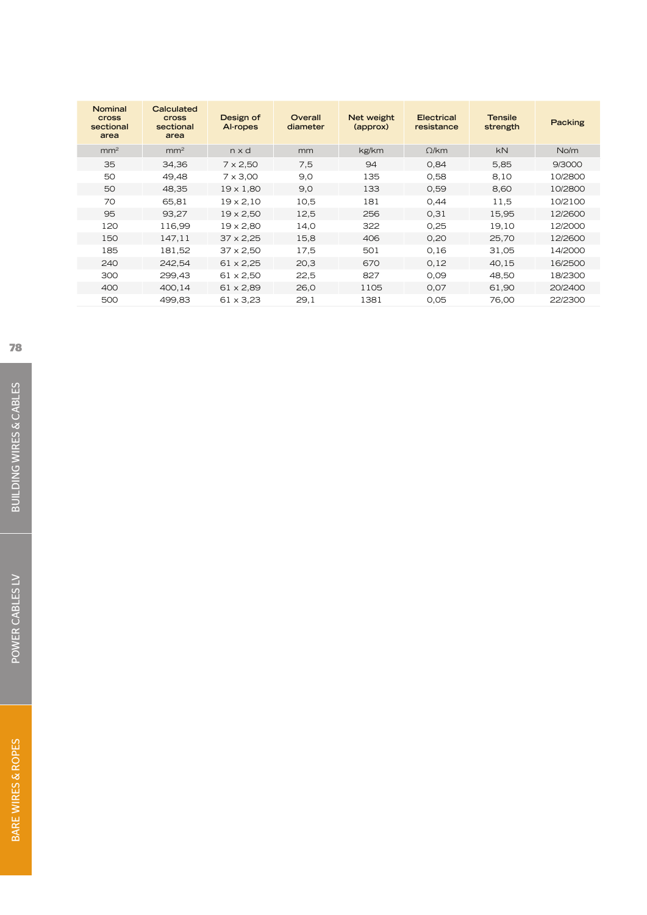| Nominal cross sectional area | Calculated cross sectional area | Design of Al-ropes | Overall diameter | Net weight (approx) | Electrical resistance | Tensile strength | Packing |
|---|---|---|---|---|---|---|---|
| mm² | mm² | n x d | mm | kg/km | Ω/km | kN | No/m |
| 35 | 34,36 | 7 x 2,50 | 7,5 | 94 | 0,84 | 5,85 | 9/3000 |
| 50 | 49,48 | 7 x 3,00 | 9,0 | 135 | 0,58 | 8,10 | 10/2800 |
| 50 | 48,35 | 19 x 1,80 | 9,0 | 133 | 0,59 | 8,60 | 10/2800 |
| 70 | 65,81 | 19 x 2,10 | 10,5 | 181 | 0,44 | 11,5 | 10/2100 |
| 95 | 93,27 | 19 x 2,50 | 12,5 | 256 | 0,31 | 15,95 | 12/2600 |
| 120 | 116,99 | 19 x 2,80 | 14,0 | 322 | 0,25 | 19,10 | 12/2000 |
| 150 | 147,11 | 37 x 2,25 | 15,8 | 406 | 0,20 | 25,70 | 12/2600 |
| 185 | 181,52 | 37 x 2,50 | 17,5 | 501 | 0,16 | 31,05 | 14/2000 |
| 240 | 242,54 | 61 x 2,25 | 20,3 | 670 | 0,12 | 40,15 | 16/2500 |
| 300 | 299,43 | 61 x 2,50 | 22,5 | 827 | 0,09 | 48,50 | 18/2300 |
| 400 | 400,14 | 61 x 2,89 | 26,0 | 1105 | 0,07 | 61,90 | 20/2400 |
| 500 | 499,83 | 61 x 3,23 | 29,1 | 1381 | 0,05 | 76,00 | 22/2300 |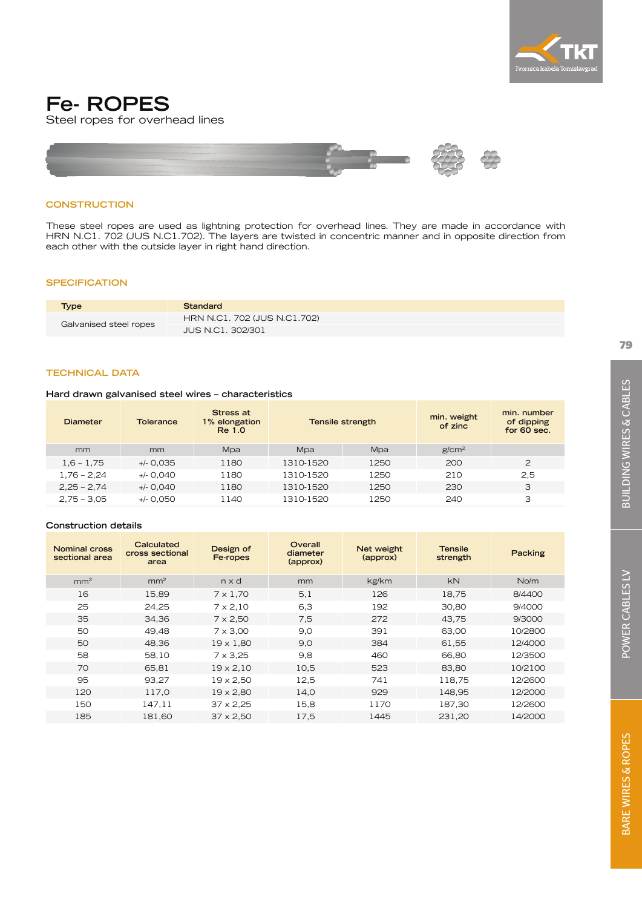# Fe- ROPES

Steel ropes for overhead lines

## CONSTRUCTION

These steel ropes are used as lightning protection for overhead lines. They are made in accordance with HRN N.C1. 702 (JUS N.C1.702). The layers are twisted in concentric manner and in opposite direction from each other with the outside layer in right hand direction.

## SPECIFICATION

| Type | Standard |
|---|---|
| Galvanised steel ropes | HRN N.C1. 702 (JUS N.C1.702) |
| | JUS N.C1. 302/301 |

## TECHNICAL DATA

### Hard drawn galvanised steel wires – characteristics

| Diameter | Tolerance | Stress at 1% elongation Re 1.0 | Tensile strength | | min. weight of zinc | min. number of dipping for 60 sec. |
|---|---|---|---|---|---|---|
| mm | mm | Mpa | Mpa | Mpa | g/cm² | |
| 1,6 – 1,75 | +/- 0,035 | 1180 | 1310-1520 | 1250 | 200 | 2 |
| 1,76 – 2,24 | +/- 0,040 | 1180 | 1310-1520 | 1250 | 210 | 2,5 |
| 2,25 – 2,74 | +/- 0,040 | 1180 | 1310-1520 | 1250 | 230 | 3 |
| 2,75 – 3,05 | +/- 0,050 | 1140 | 1310-1520 | 1250 | 240 | 3 |

### Construction details

| Nominal cross sectional area | Calculated cross sectional area | Design of Fe-ropes | Overall diameter (approx) | Net weight (approx) | Tensile strength | Packing |
|---|---|---|---|---|---|---|
| mm² | mm² | n x d | mm | kg/km | kN | No/m |
| 16 | 15,89 | 7 x 1,70 | 5,1 | 126 | 18,75 | 8/4400 |
| 25 | 24,25 | 7 x 2,10 | 6,3 | 192 | 30,80 | 9/4000 |
| 35 | 34,36 | 7 x 2,50 | 7,5 | 272 | 43,75 | 9/3000 |
| 50 | 49,48 | 7 x 3,00 | 9,0 | 391 | 63,00 | 10/2800 |
| 50 | 48,36 | 19 x 1,80 | 9,0 | 384 | 61,55 | 12/4000 |
| 58 | 58,10 | 7 x 3,25 | 9,8 | 460 | 66,80 | 12/3500 |
| 70 | 65,81 | 19 x 2,10 | 10,5 | 523 | 83,80 | 10/2100 |
| 95 | 93,27 | 19 x 2,50 | 12,5 | 741 | 118,75 | 12/2600 |
| 120 | 117,0 | 19 x 2,80 | 14,0 | 929 | 148,95 | 12/2000 |
| 150 | 147,11 | 37 x 2,25 | 15,8 | 1170 | 187,30 | 12/2600 |
| 185 | 181,60 | 37 x 2,50 | 17,5 | 1445 | 231,20 | 14/2000 |